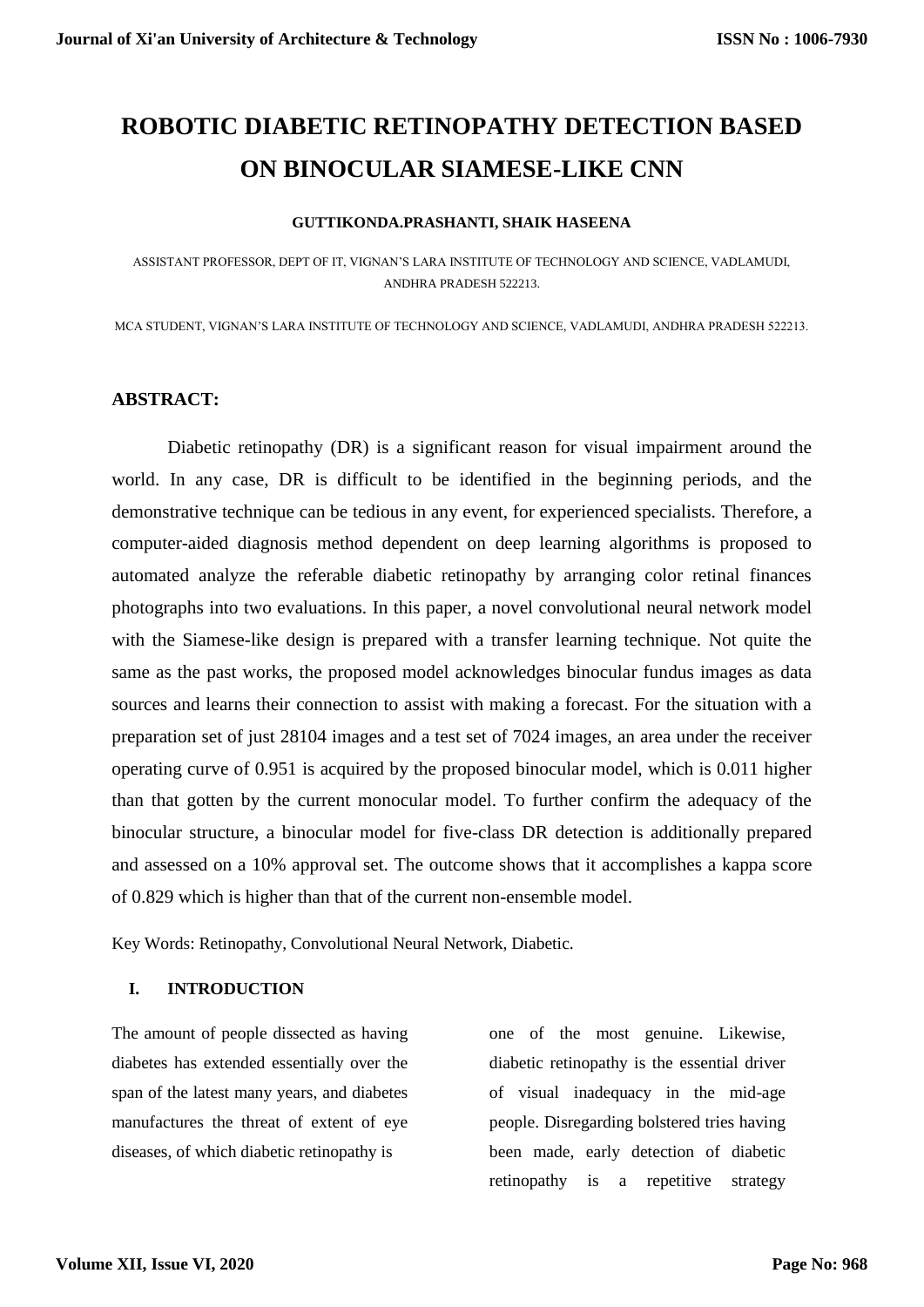# ROBOTIC DIABETIC RETINOPATHY DETECTION BASED ON BINOCULAR SIAMESE-LIKE CNN

**GUTTIKONDA.PRASHANTI, SHAIK HASEENA**

ASSISTANT PROFESSOR, DEPT OF IT, VIGNAN'S LARA INSTITUTE OF TECHNOLOGY AND SCIENCE, VADLAMUDI, ANDHRA PRADESH 522213.

MCA STUDENT, VIGNAN'S LARA INSTITUTE OF TECHNOLOGY AND SCIENCE, VADLAMUDI, ANDHRA PRADESH 522213.

## ABSTRACT:

Diabetic retinopathy (DR) is a significant reason for visual impairment around the world. In any case, DR is difficult to be identified in the beginning periods, and the demonstrative technique can be tedious in any event, for experienced specialists. Therefore, a computer-aided diagnosis method dependent on deep learning algorithms is proposed to automated analyze the referable diabetic retinopathy by arranging color retinal finances photographs into two evaluations. In this paper, a novel convolutional neural network model with the Siamese-like design is prepared with a transfer learning technique. Not quite the same as the past works, the proposed model acknowledges binocular fundus images as data sources and learns their connection to assist with making a forecast. For the situation with a preparation set of just 28104 images and a test set of 7024 images, an area under the receiver operating curve of 0.951 is acquired by the proposed binocular model, which is 0.011 higher than that gotten by the current monocular model. To further confirm the adequacy of the binocular structure, a binocular model for five-class DR detection is additionally prepared and assessed on a 10% approval set. The outcome shows that it accomplishes a kappa score of 0.829 which is higher than that of the current non-ensemble model.

Key Words: Retinopathy, Convolutional Neural Network, Diabetic.

## I. INTRODUCTION

The amount of people dissected as having diabetes has extended essentially over the span of the latest many years, and diabetes manufactures the threat of extent of eye diseases, of which diabetic retinopathy is one of the most genuine. Likewise, diabetic retinopathy is the essential driver of visual inadequacy in the mid-age people. Disregarding bolstered tries having been made, early detection of diabetic retinopathy is a repetitive strategy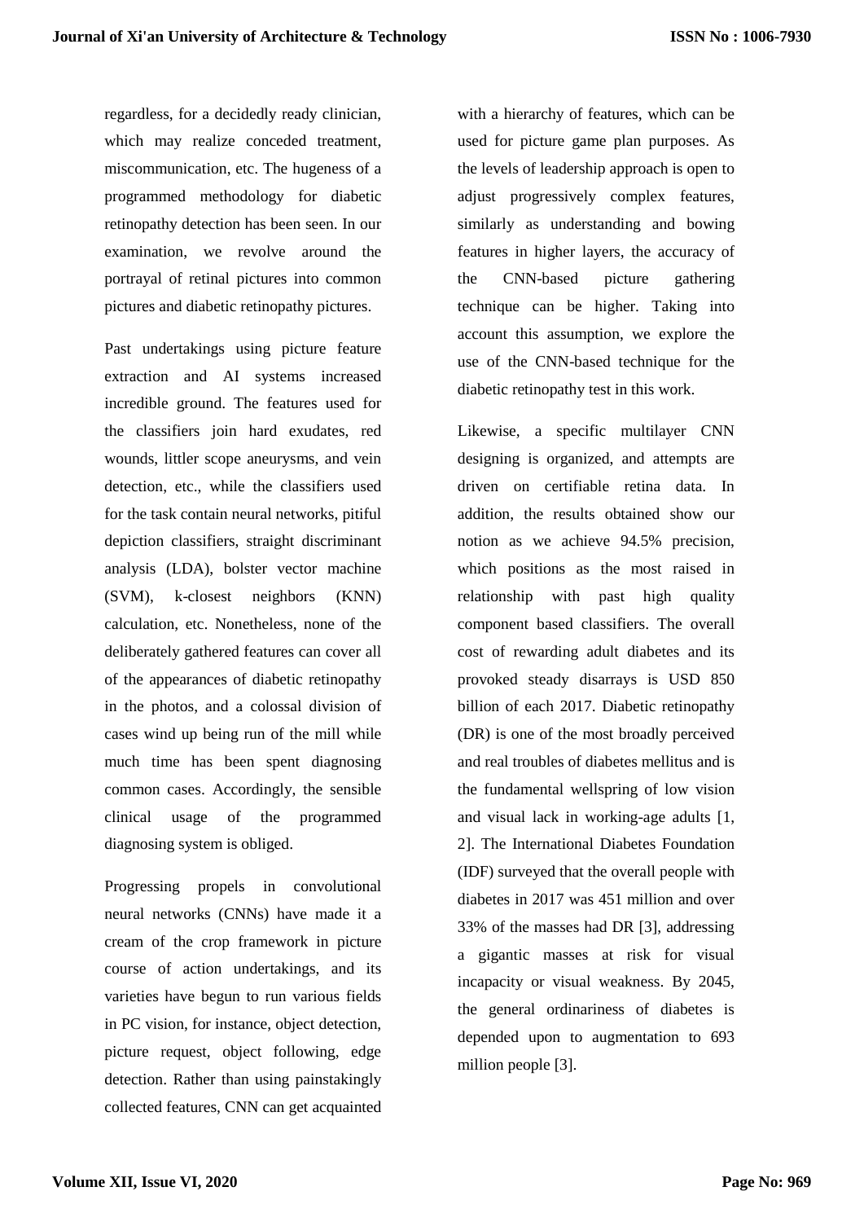regardless, for a decidedly ready clinician, which may realize conceded treatment, miscommunication, etc. The hugeness of a programmed methodology for diabetic retinopathy detection has been seen. In our examination, we revolve around the portrayal of retinal pictures into common pictures and diabetic retinopathy pictures.

Past undertakings using picture feature extraction and AI systems increased incredible ground. The features used for the classifiers join hard exudates, red wounds, littler scope aneurysms, and vein detection, etc., while the classifiers used for the task contain neural networks, pitiful depiction classifiers, straight discriminant analysis (LDA), bolster vector machine (SVM), k-closest neighbors (KNN) calculation, etc. Nonetheless, none of the deliberately gathered features can cover all of the appearances of diabetic retinopathy in the photos, and a colossal division of cases wind up being run of the mill while much time has been spent diagnosing common cases. Accordingly, the sensible clinical usage of the programmed diagnosing system is obliged.

Progressing propels in convolutional neural networks (CNNs) have made it a cream of the crop framework in picture course of action undertakings, and its varieties have begun to run various fields in PC vision, for instance, object detection, picture request, object following, edge detection. Rather than using painstakingly collected features, CNN can get acquainted with a hierarchy of features, which can be used for picture game plan purposes. As the levels of leadership approach is open to adjust progressively complex features, similarly as understanding and bowing features in higher layers, the accuracy of the CNN-based picture gathering technique can be higher. Taking into account this assumption, we explore the use of the CNN-based technique for the diabetic retinopathy test in this work.

Likewise, a specific multilayer CNN designing is organized, and attempts are driven on certifiable retina data. In addition, the results obtained show our notion as we achieve 94.5% precision, which positions as the most raised in relationship with past high quality component based classifiers. The overall cost of rewarding adult diabetes and its provoked steady disarrays is USD 850 billion of each 2017. Diabetic retinopathy (DR) is one of the most broadly perceived and real troubles of diabetes mellitus and is the fundamental wellspring of low vision and visual lack in working-age adults [1, 2]. The International Diabetes Foundation (IDF) surveyed that the overall people with diabetes in 2017 was 451 million and over 33% of the masses had DR [3], addressing a gigantic masses at risk for visual incapacity or visual weakness. By 2045, the general ordinariness of diabetes is depended upon to augmentation to 693 million people [3].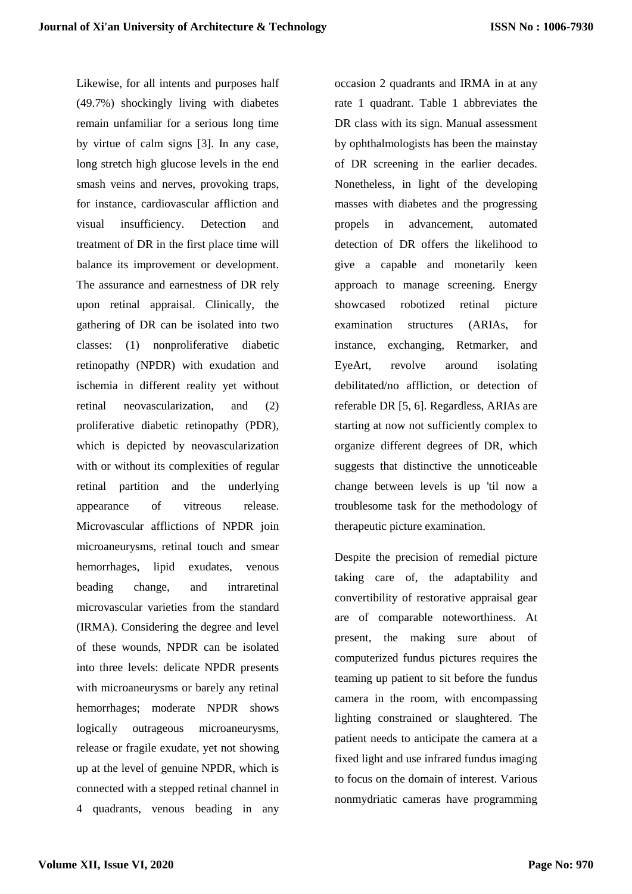Likewise, for all intents and purposes half (49.7%) shockingly living with diabetes remain unfamiliar for a serious long time by virtue of calm signs [3]. In any case, long stretch high glucose levels in the end smash veins and nerves, provoking traps, for instance, cardiovascular affliction and visual insufficiency. Detection and treatment of DR in the first place time will balance its improvement or development. The assurance and earnestness of DR rely upon retinal appraisal. Clinically, the gathering of DR can be isolated into two classes: (1) nonproliferative diabetic retinopathy (NPDR) with exudation and ischemia in different reality yet without retinal neovascularization, and (2) proliferative diabetic retinopathy (PDR), which is depicted by neovascularization with or without its complexities of regular retinal partition and the underlying appearance of vitreous release. Microvascular afflictions of NPDR join microaneurysms, retinal touch and smear hemorrhages, lipid exudates, venous beading change, and intraretinal microvascular varieties from the standard (IRMA). Considering the degree and level of these wounds, NPDR can be isolated into three levels: delicate NPDR presents with microaneurysms or barely any retinal hemorrhages; moderate NPDR shows logically outrageous microaneurysms, release or fragile exudate, yet not showing up at the level of genuine NPDR, which is connected with a stepped retinal channel in 4 quadrants, venous beading in any occasion 2 quadrants and IRMA in at any rate 1 quadrant. Table 1 abbreviates the DR class with its sign. Manual assessment by ophthalmologists has been the mainstay of DR screening in the earlier decades. Nonetheless, in light of the developing masses with diabetes and the progressing propels in advancement, automated detection of DR offers the likelihood to give a capable and monetarily keen approach to manage screening. Energy showcased robotized retinal picture examination structures (ARIAs, for instance, exchanging, Retmarker, and EyeArt, revolve around isolating debilitated/no affliction, or detection of referable DR [5, 6]. Regardless, ARIAs are starting at now not sufficiently complex to organize different degrees of DR, which suggests that distinctive the unnoticeable change between levels is up 'til now a troublesome task for the methodology of therapeutic picture examination.

Despite the precision of remedial picture taking care of, the adaptability and convertibility of restorative appraisal gear are of comparable noteworthiness. At present, the making sure about of computerized fundus pictures requires the teaming up patient to sit before the fundus camera in the room, with encompassing lighting constrained or slaughtered. The patient needs to anticipate the camera at a fixed light and use infrared fundus imaging to focus on the domain of interest. Various nonmydriatic cameras have programming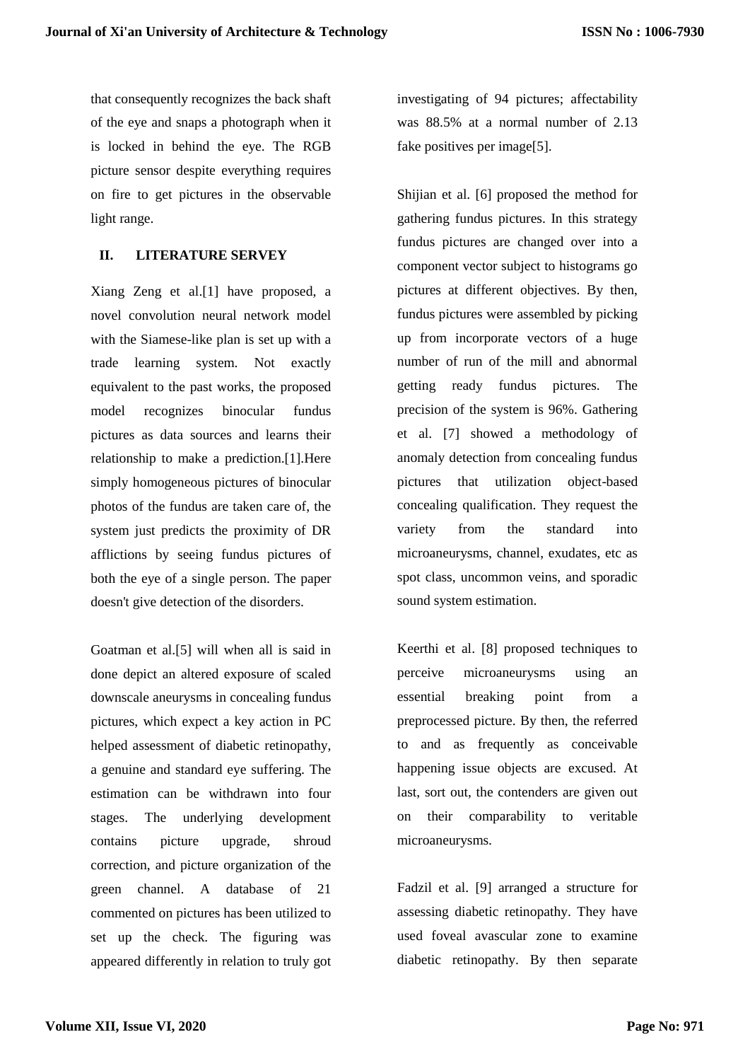that consequently recognizes the back shaft of the eye and snaps a photograph when it is locked in behind the eye. The RGB picture sensor despite everything requires on fire to get pictures in the observable light range.

## II. LITERATURE SERVEY

Xiang Zeng et al.[1] have proposed, a novel convolution neural network model with the Siamese-like plan is set up with a trade learning system. Not exactly equivalent to the past works, the proposed model recognizes binocular fundus pictures as data sources and learns their relationship to make a prediction.[1].Here simply homogeneous pictures of binocular photos of the fundus are taken care of, the system just predicts the proximity of DR afflictions by seeing fundus pictures of both the eye of a single person. The paper doesn't give detection of the disorders.

Goatman et al.[5] will when all is said in done depict an altered exposure of scaled downscale aneurysms in concealing fundus pictures, which expect a key action in PC helped assessment of diabetic retinopathy, a genuine and standard eye suffering. The estimation can be withdrawn into four stages. The underlying development contains picture upgrade, shroud correction, and picture organization of the green channel. A database of 21 commented on pictures has been utilized to set up the check. The figuring was appeared differently in relation to truly got investigating of 94 pictures; affectability was 88.5% at a normal number of 2.13 fake positives per image[5].

Shijian et al. [6] proposed the method for gathering fundus pictures. In this strategy fundus pictures are changed over into a component vector subject to histograms go pictures at different objectives. By then, fundus pictures were assembled by picking up from incorporate vectors of a huge number of run of the mill and abnormal getting ready fundus pictures. The precision of the system is 96%. Gathering et al. [7] showed a methodology of anomaly detection from concealing fundus pictures that utilization object-based concealing qualification. They request the variety from the standard into microaneurysms, channel, exudates, etc as spot class, uncommon veins, and sporadic sound system estimation.

Keerthi et al. [8] proposed techniques to perceive microaneurysms using an essential breaking point from a preprocessed picture. By then, the referred to and as frequently as conceivable happening issue objects are excused. At last, sort out, the contenders are given out on their comparability to veritable microaneurysms.

Fadzil et al. [9] arranged a structure for assessing diabetic retinopathy. They have used foveal avascular zone to examine diabetic retinopathy. By then separate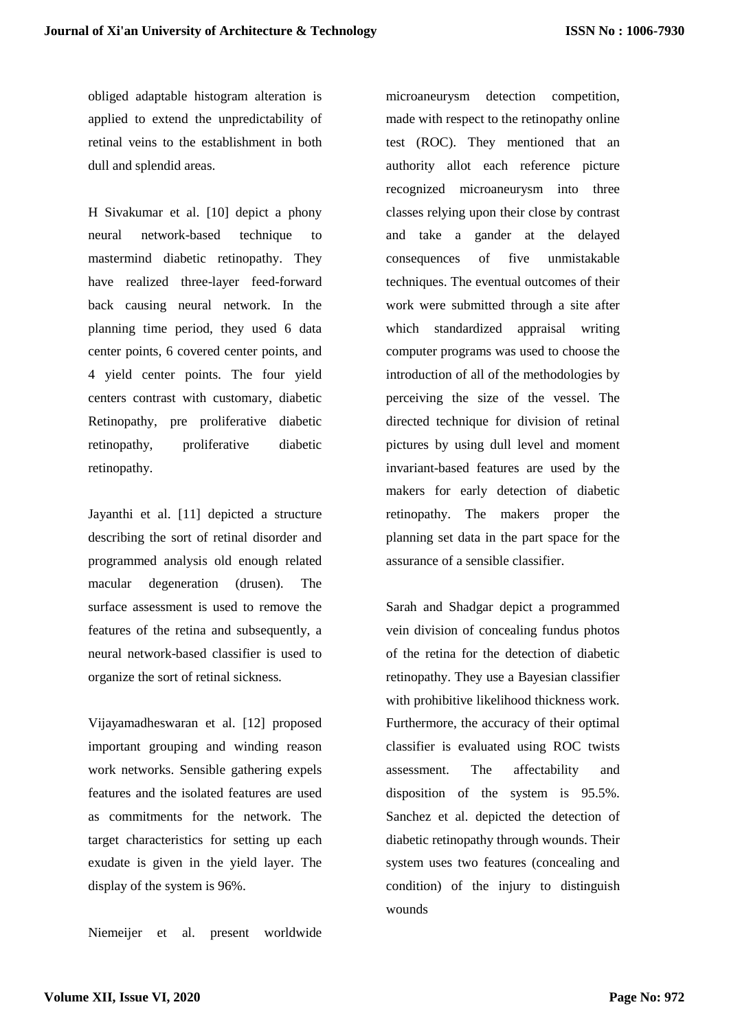obliged adaptable histogram alteration is applied to extend the unpredictability of retinal veins to the establishment in both dull and splendid areas.

H Sivakumar et al. [10] depict a phony neural network-based technique to mastermind diabetic retinopathy. They have realized three-layer feed-forward back causing neural network. In the planning time period, they used 6 data center points, 6 covered center points, and 4 yield center points. The four yield centers contrast with customary, diabetic Retinopathy, pre proliferative diabetic retinopathy, proliferative diabetic retinopathy.

Jayanthi et al. [11] depicted a structure describing the sort of retinal disorder and programmed analysis old enough related macular degeneration (drusen). The surface assessment is used to remove the features of the retina and subsequently, a neural network-based classifier is used to organize the sort of retinal sickness.

Vijayamadheswaran et al. [12] proposed important grouping and winding reason work networks. Sensible gathering expels features and the isolated features are used as commitments for the network. The target characteristics for setting up each exudate is given in the yield layer. The display of the system is 96%.

Niemeijer et al. present worldwide microaneurysm detection competition, made with respect to the retinopathy online test (ROC). They mentioned that an authority allot each reference picture recognized microaneurysm into three classes relying upon their close by contrast and take a gander at the delayed consequences of five unmistakable techniques. The eventual outcomes of their work were submitted through a site after which standardized appraisal writing computer programs was used to choose the introduction of all of the methodologies by perceiving the size of the vessel. The directed technique for division of retinal pictures by using dull level and moment invariant-based features are used by the makers for early detection of diabetic retinopathy. The makers proper the planning set data in the part space for the assurance of a sensible classifier.

Sarah and Shadgar depict a programmed vein division of concealing fundus photos of the retina for the detection of diabetic retinopathy. They use a Bayesian classifier with prohibitive likelihood thickness work. Furthermore, the accuracy of their optimal classifier is evaluated using ROC twists assessment. The affectability and disposition of the system is 95.5%. Sanchez et al. depicted the detection of diabetic retinopathy through wounds. Their system uses two features (concealing and condition) of the injury to distinguish wounds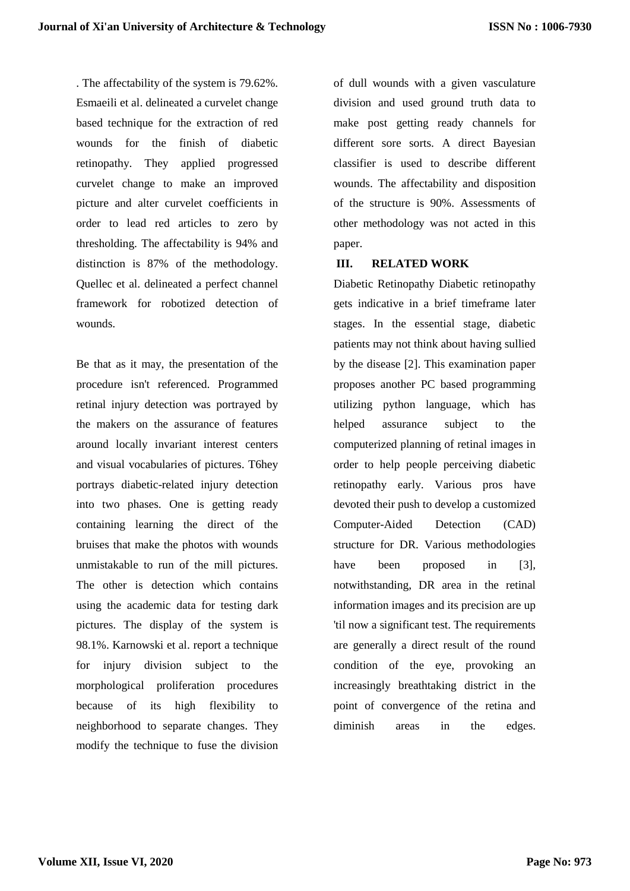. The affectability of the system is 79.62%. Esmaeili et al. delineated a curvelet change based technique for the extraction of red wounds for the finish of diabetic retinopathy. They applied progressed curvelet change to make an improved picture and alter curvelet coefficients in order to lead red articles to zero by thresholding. The affectability is 94% and distinction is 87% of the methodology. Quellec et al. delineated a perfect channel framework for robotized detection of wounds.

Be that as it may, the presentation of the procedure isn't referenced. Programmed retinal injury detection was portrayed by the makers on the assurance of features around locally invariant interest centers and visual vocabularies of pictures. T6hey portrays diabetic-related injury detection into two phases. One is getting ready containing learning the direct of the bruises that make the photos with wounds unmistakable to run of the mill pictures. The other is detection which contains using the academic data for testing dark pictures. The display of the system is 98.1%. Karnowski et al. report a technique for injury division subject to the morphological proliferation procedures because of its high flexibility to neighborhood to separate changes. They modify the technique to fuse the division of dull wounds with a given vasculature division and used ground truth data to make post getting ready channels for different sore sorts. A direct Bayesian classifier is used to describe different wounds. The affectability and disposition of the structure is 90%. Assessments of other methodology was not acted in this paper.

## III. RELATED WORK

Diabetic Retinopathy Diabetic retinopathy gets indicative in a brief timeframe later stages. In the essential stage, diabetic patients may not think about having sullied by the disease [2]. This examination paper proposes another PC based programming utilizing python language, which has helped assurance subject to the computerized planning of retinal images in order to help people perceiving diabetic retinopathy early. Various pros have devoted their push to develop a customized Computer-Aided Detection (CAD) structure for DR. Various methodologies have been proposed in [3], notwithstanding, DR area in the retinal information images and its precision are up 'til now a significant test. The requirements are generally a direct result of the round condition of the eye, provoking an increasingly breathtaking district in the point of convergence of the retina and diminish areas in the edges.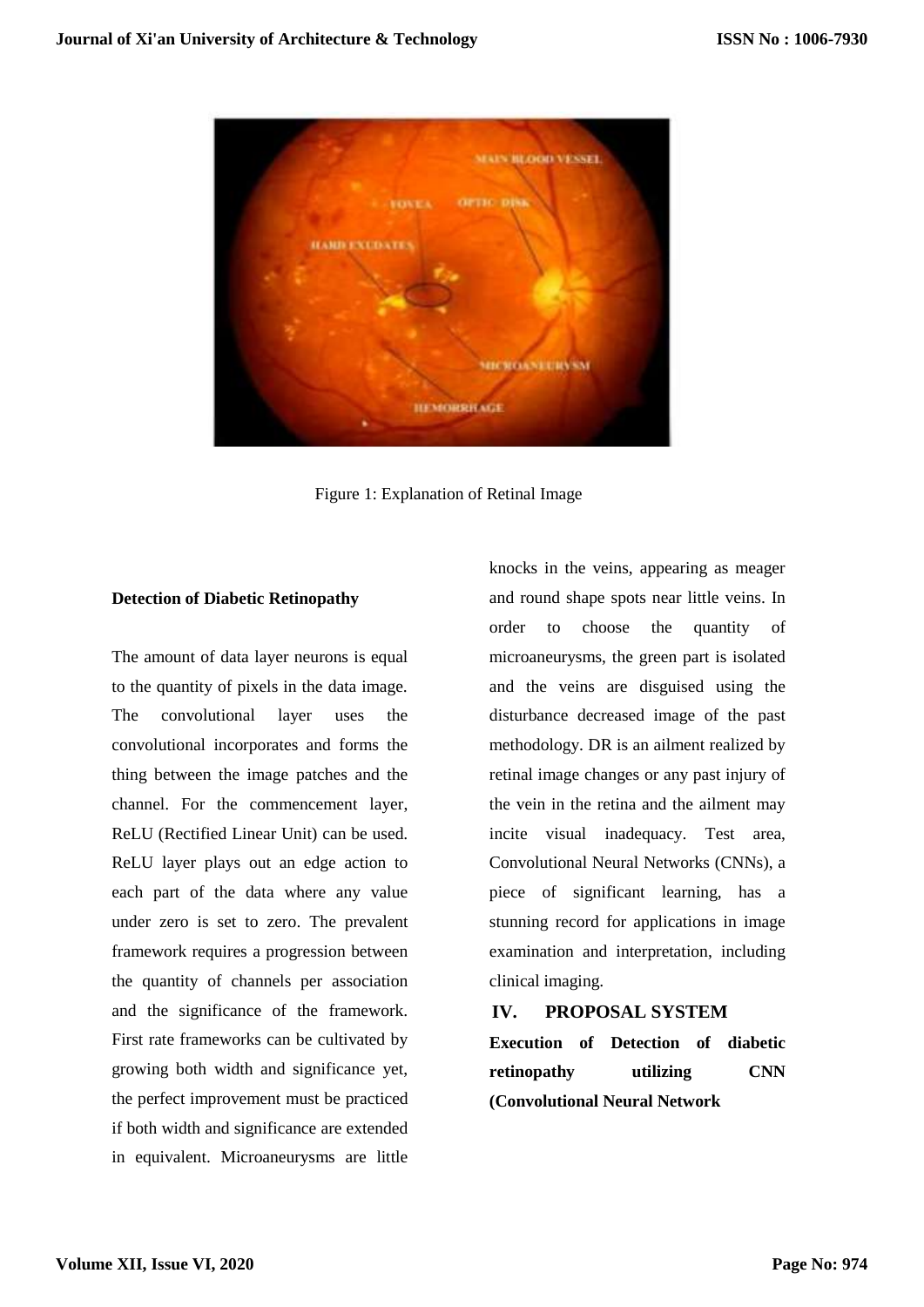Figure 1: Explanation of Retinal Image

### Detection of Diabetic Retinopathy

The amount of data layer neurons is equal to the quantity of pixels in the data image. The convolutional layer uses the convolutional incorporates and forms the thing between the image patches and the channel. For the commencement layer, ReLU (Rectified Linear Unit) can be used. ReLU layer plays out an edge action to each part of the data where any value under zero is set to zero. The prevalent framework requires a progression between the quantity of channels per association and the significance of the framework. First rate frameworks can be cultivated by growing both width and significance yet, the perfect improvement must be practiced if both width and significance are extended in equivalent. Microaneurysms are little knocks in the veins, appearing as meager and round shape spots near little veins. In order to choose the quantity of microaneurysms, the green part is isolated and the veins are disguised using the disturbance decreased image of the past methodology. DR is an ailment realized by retinal image changes or any past injury of the vein in the retina and the ailment may incite visual inadequacy. Test area, Convolutional Neural Networks (CNNs), a piece of significant learning, has a stunning record for applications in image examination and interpretation, including clinical imaging.

## IV. PROPOSAL SYSTEM

**Execution of Detection of diabetic retinopathy utilizing CNN (Convolutional Neural Network**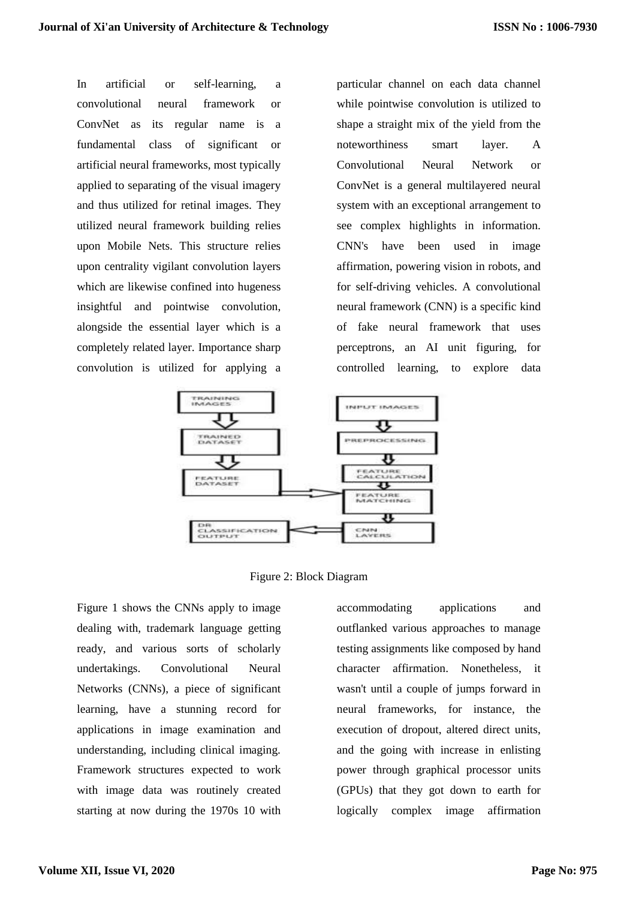In artificial or self-learning, a convolutional neural framework or ConvNet as its regular name is a fundamental class of significant or artificial neural frameworks, most typically applied to separating of the visual imagery and thus utilized for retinal images. They utilized neural framework building relies upon Mobile Nets. This structure relies upon centrality vigilant convolution layers which are likewise confined into hugeness insightful and pointwise convolution, alongside the essential layer which is a completely related layer. Importance sharp convolution is utilized for applying a particular channel on each data channel while pointwise convolution is utilized to shape a straight mix of the yield from the noteworthiness smart layer. A Convolutional Neural Network or ConvNet is a general multilayered neural system with an exceptional arrangement to see complex highlights in information. CNN's have been used in image affirmation, powering vision in robots, and for self-driving vehicles. A convolutional neural framework (CNN) is a specific kind of fake neural framework that uses perceptrons, an AI unit figuring, for controlled learning, to explore data

Figure 2: Block Diagram

Figure 1 shows the CNNs apply to image dealing with, trademark language getting ready, and various sorts of scholarly undertakings. Convolutional Neural Networks (CNNs), a piece of significant learning, have a stunning record for applications in image examination and understanding, including clinical imaging. Framework structures expected to work with image data was routinely created starting at now during the 1970s 10 with accommodating applications and outflanked various approaches to manage testing assignments like composed by hand character affirmation. Nonetheless, it wasn't until a couple of jumps forward in neural frameworks, for instance, the execution of dropout, altered direct units, and the going with increase in enlisting power through graphical processor units (GPUs) that they got down to earth for logically complex image affirmation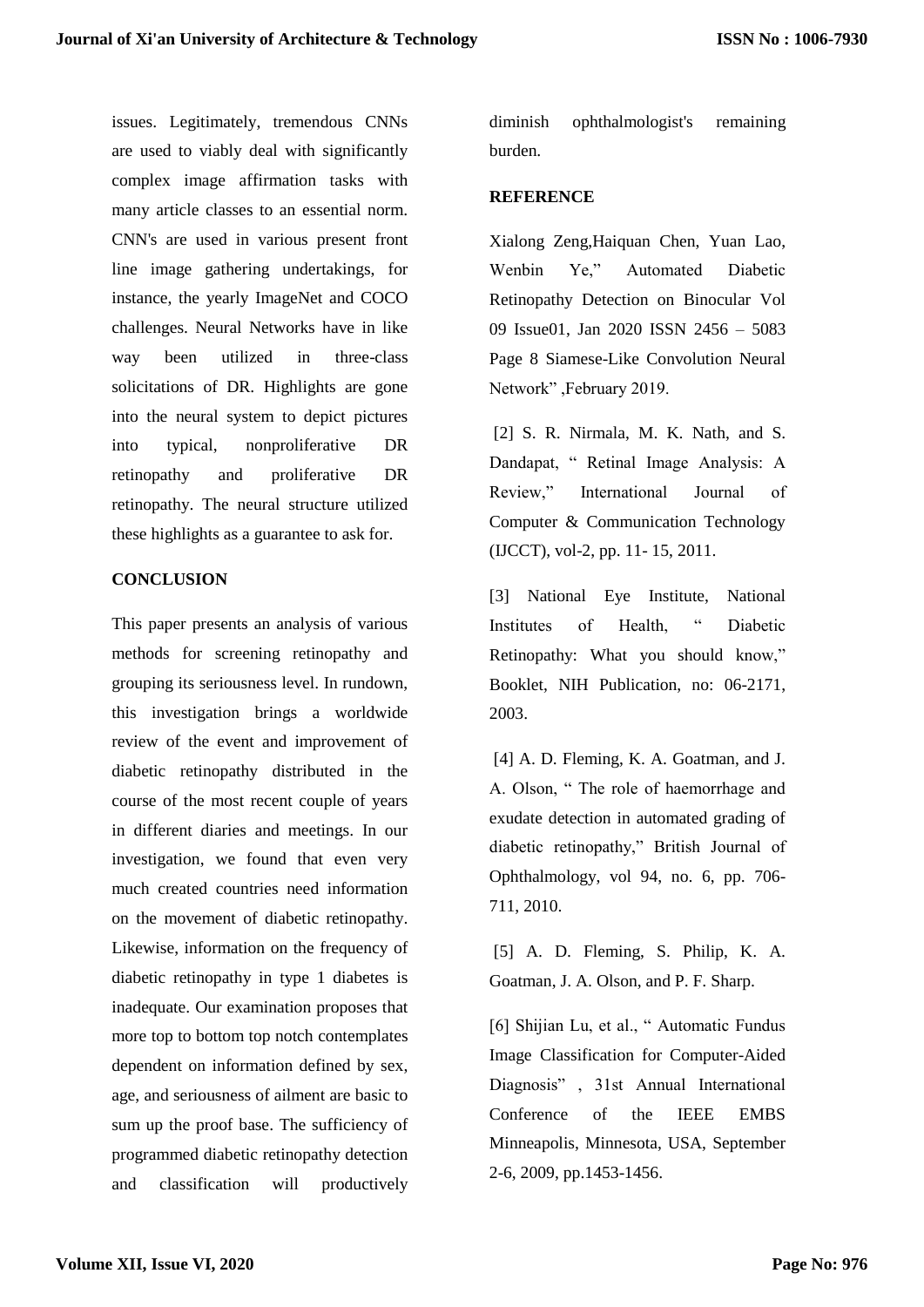issues. Legitimately, tremendous CNNs are used to viably deal with significantly complex image affirmation tasks with many article classes to an essential norm. CNN's are used in various present front line image gathering undertakings, for instance, the yearly ImageNet and COCO challenges. Neural Networks have in like way been utilized in three-class solicitations of DR. Highlights are gone into the neural system to depict pictures into typical, nonproliferative DR retinopathy and proliferative DR retinopathy. The neural structure utilized these highlights as a guarantee to ask for.

## CONCLUSION

This paper presents an analysis of various methods for screening retinopathy and grouping its seriousness level. In rundown, this investigation brings a worldwide review of the event and improvement of diabetic retinopathy distributed in the course of the most recent couple of years in different diaries and meetings. In our investigation, we found that even very much created countries need information on the movement of diabetic retinopathy. Likewise, information on the frequency of diabetic retinopathy in type 1 diabetes is inadequate. Our examination proposes that more top to bottom top notch contemplates dependent on information defined by sex, age, and seriousness of ailment are basic to sum up the proof base. The sufficiency of programmed diabetic retinopathy detection and classification will productively diminish ophthalmologist's remaining burden.

## REFERENCE

Xialong Zeng,Haiquan Chen, Yuan Lao, Wenbin Ye," Automated Diabetic Retinopathy Detection on Binocular Vol 09 Issue01, Jan 2020 ISSN 2456 – 5083 Page 8 Siamese-Like Convolution Neural Network" ,February 2019.

[2] S. R. Nirmala, M. K. Nath, and S. Dandapat, " Retinal Image Analysis: A Review," International Journal of Computer & Communication Technology (IJCCT), vol-2, pp. 11- 15, 2011.

[3] National Eye Institute, National Institutes of Health, " Diabetic Retinopathy: What you should know," Booklet, NIH Publication, no: 06-2171, 2003.

[4] A. D. Fleming, K. A. Goatman, and J. A. Olson, " The role of haemorrhage and exudate detection in automated grading of diabetic retinopathy," British Journal of Ophthalmology, vol 94, no. 6, pp. 706-711, 2010.

[5] A. D. Fleming, S. Philip, K. A. Goatman, J. A. Olson, and P. F. Sharp.

[6] Shijian Lu, et al., " Automatic Fundus Image Classification for Computer-Aided Diagnosis" , 31st Annual International Conference of the IEEE EMBS Minneapolis, Minnesota, USA, September 2-6, 2009, pp.1453-1456.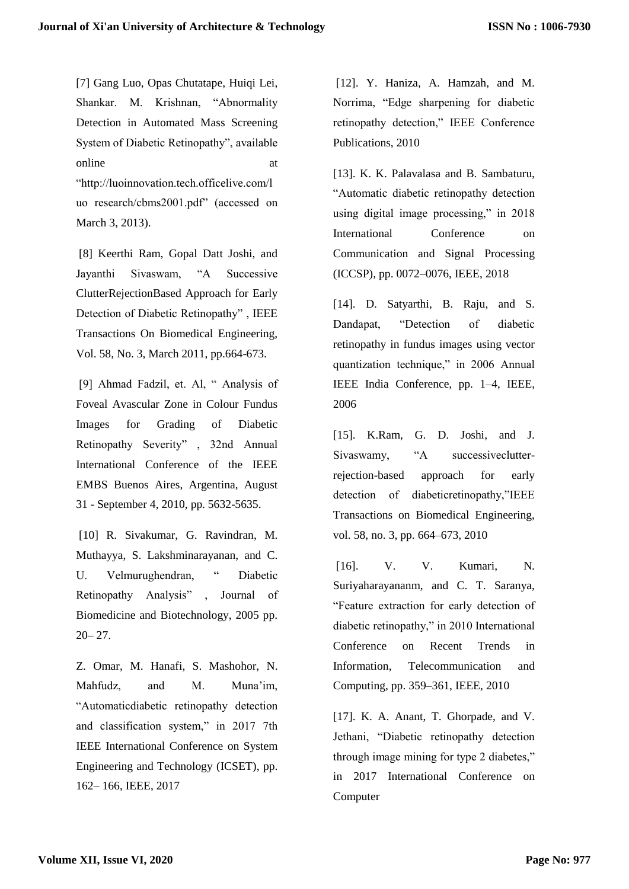[7] Gang Luo, Opas Chutatape, Huiqi Lei, Shankar. M. Krishnan, "Abnormality Detection in Automated Mass Screening System of Diabetic Retinopathy", available online at "http://luoinnovation.tech.officelive.com/luo research/cbms2001.pdf" (accessed on March 3, 2013).

[8] Keerthi Ram, Gopal Datt Joshi, and Jayanthi Sivaswam, "A Successive ClutterRejectionBased Approach for Early Detection of Diabetic Retinopathy" , IEEE Transactions On Biomedical Engineering, Vol. 58, No. 3, March 2011, pp.664-673.

[9] Ahmad Fadzil, et. Al, " Analysis of Foveal Avascular Zone in Colour Fundus Images for Grading of Diabetic Retinopathy Severity" , 32nd Annual International Conference of the IEEE EMBS Buenos Aires, Argentina, August 31 - September 4, 2010, pp. 5632-5635.

[10] R. Sivakumar, G. Ravindran, M. Muthayya, S. Lakshminarayanan, and C. U. Velmurughendran, " Diabetic Retinopathy Analysis" , Journal of Biomedicine and Biotechnology, 2005 pp. 20– 27.

Z. Omar, M. Hanafi, S. Mashohor, N. Mahfudz, and M. Muna'im, "Automaticdiabetic retinopathy detection and classification system," in 2017 7th IEEE International Conference on System Engineering and Technology (ICSET), pp. 162– 166, IEEE, 2017

[12]. Y. Haniza, A. Hamzah, and M. Norrima, "Edge sharpening for diabetic retinopathy detection," IEEE Conference Publications, 2010

[13]. K. K. Palavalasa and B. Sambaturu, "Automatic diabetic retinopathy detection using digital image processing," in 2018 International Conference on Communication and Signal Processing (ICCSP), pp. 0072–0076, IEEE, 2018

[14]. D. Satyarthi, B. Raju, and S. Dandapat, "Detection of diabetic retinopathy in fundus images using vector quantization technique," in 2006 Annual IEEE India Conference, pp. 1–4, IEEE, 2006

[15]. K.Ram, G. D. Joshi, and J. Sivaswamy, "A successiveclutter-rejection-based approach for early detection of diabeticretinopathy,"IEEE Transactions on Biomedical Engineering, vol. 58, no. 3, pp. 664–673, 2010

[16]. V. V. Kumari, N. Suriyaharayananm, and C. T. Saranya, "Feature extraction for early detection of diabetic retinopathy," in 2010 International Conference on Recent Trends in Information, Telecommunication and Computing, pp. 359–361, IEEE, 2010

[17]. K. A. Anant, T. Ghorpade, and V. Jethani, "Diabetic retinopathy detection through image mining for type 2 diabetes," in 2017 International Conference on Computer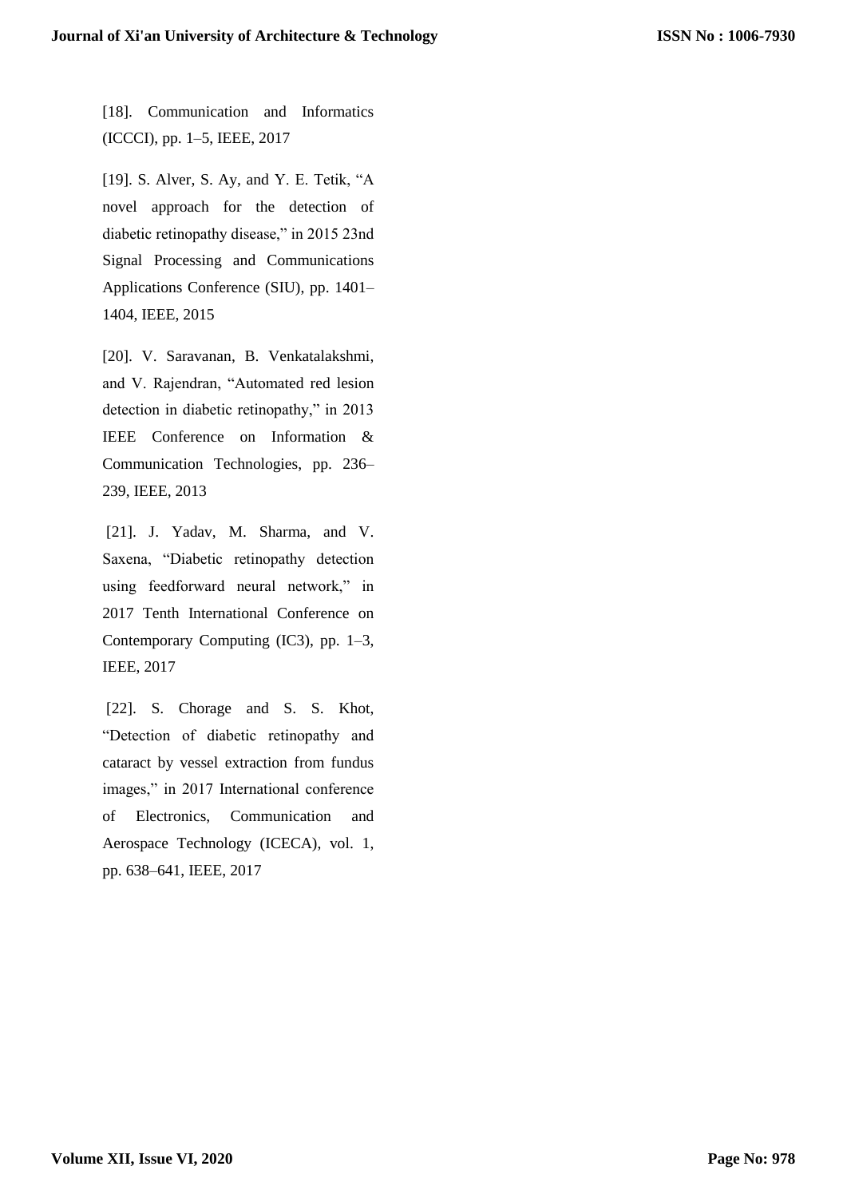[18]. Communication and Informatics (ICCCI), pp. 1–5, IEEE, 2017

[19]. S. Alver, S. Ay, and Y. E. Tetik, "A novel approach for the detection of diabetic retinopathy disease," in 2015 23nd Signal Processing and Communications Applications Conference (SIU), pp. 1401–1404, IEEE, 2015

[20]. V. Saravanan, B. Venkatalakshmi, and V. Rajendran, "Automated red lesion detection in diabetic retinopathy," in 2013 IEEE Conference on Information & Communication Technologies, pp. 236–239, IEEE, 2013

[21]. J. Yadav, M. Sharma, and V. Saxena, "Diabetic retinopathy detection using feedforward neural network," in 2017 Tenth International Conference on Contemporary Computing (IC3), pp. 1–3, IEEE, 2017

[22]. S. Chorage and S. S. Khot, "Detection of diabetic retinopathy and cataract by vessel extraction from fundus images," in 2017 International conference of Electronics, Communication and Aerospace Technology (ICECA), vol. 1, pp. 638–641, IEEE, 2017